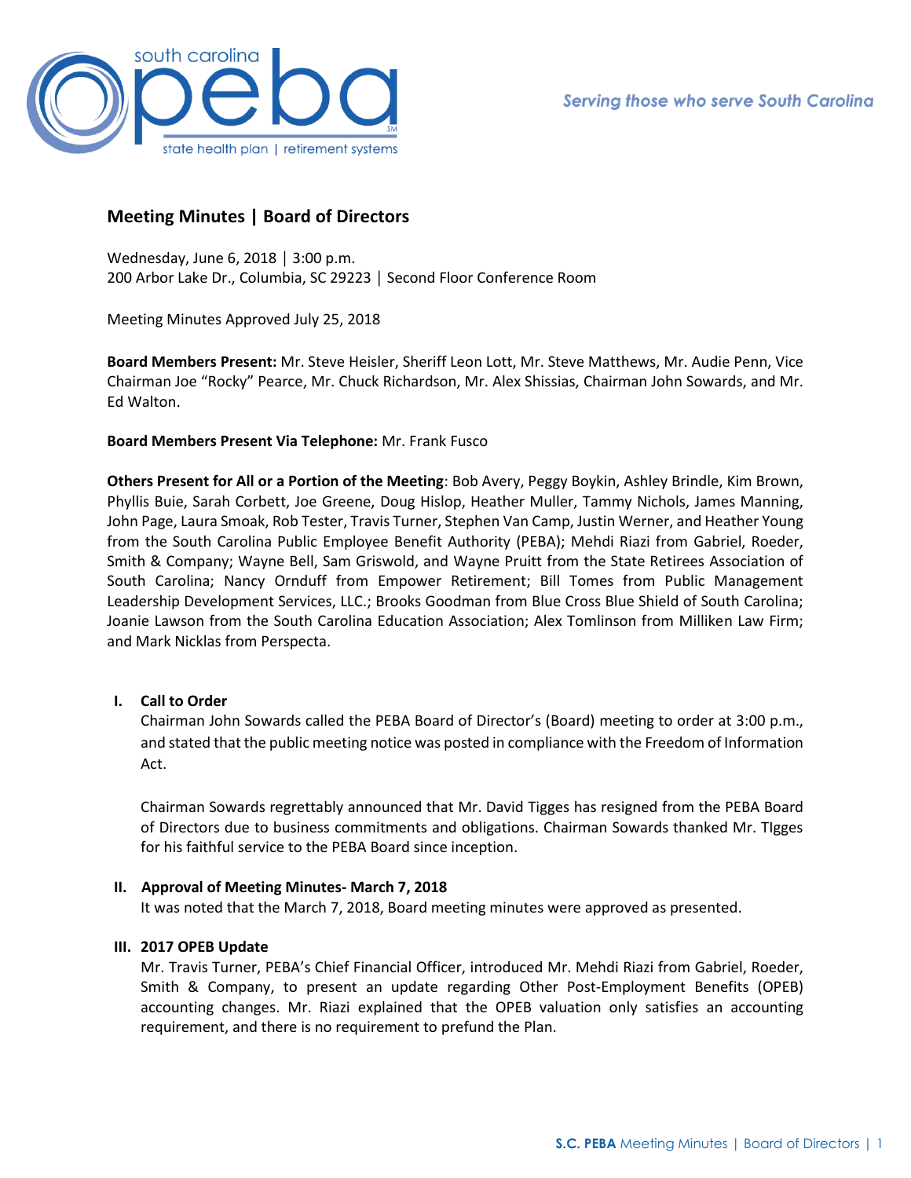# Meeting Minutes | Board of Directors

Wednesday, June 6, 2018 │ 3:00 p.m.
200 Arbor Lake Dr., Columbia, SC 29223 │ Second Floor Conference Room

Meeting Minutes Approved July 25, 2018

**Board Members Present:** Mr. Steve Heisler, Sheriff Leon Lott, Mr. Steve Matthews, Mr. Audie Penn, Vice Chairman Joe "Rocky" Pearce, Mr. Chuck Richardson, Mr. Alex Shissias, Chairman John Sowards, and Mr. Ed Walton.

**Board Members Present Via Telephone:** Mr. Frank Fusco

**Others Present for All or a Portion of the Meeting**: Bob Avery, Peggy Boykin, Ashley Brindle, Kim Brown, Phyllis Buie, Sarah Corbett, Joe Greene, Doug Hislop, Heather Muller, Tammy Nichols, James Manning, John Page, Laura Smoak, Rob Tester, Travis Turner, Stephen Van Camp, Justin Werner, and Heather Young from the South Carolina Public Employee Benefit Authority (PEBA); Mehdi Riazi from Gabriel, Roeder, Smith & Company; Wayne Bell, Sam Griswold, and Wayne Pruitt from the State Retirees Association of South Carolina; Nancy Ornduff from Empower Retirement; Bill Tomes from Public Management Leadership Development Services, LLC.; Brooks Goodman from Blue Cross Blue Shield of South Carolina; Joanie Lawson from the South Carolina Education Association; Alex Tomlinson from Milliken Law Firm; and Mark Nicklas from Perspecta.

## I. Call to Order

Chairman John Sowards called the PEBA Board of Director's (Board) meeting to order at 3:00 p.m., and stated that the public meeting notice was posted in compliance with the Freedom of Information Act.

Chairman Sowards regrettably announced that Mr. David Tigges has resigned from the PEBA Board of Directors due to business commitments and obligations. Chairman Sowards thanked Mr. TIgges for his faithful service to the PEBA Board since inception.

## II. Approval of Meeting Minutes- March 7, 2018

It was noted that the March 7, 2018, Board meeting minutes were approved as presented.

## III. 2017 OPEB Update

Mr. Travis Turner, PEBA's Chief Financial Officer, introduced Mr. Mehdi Riazi from Gabriel, Roeder, Smith & Company, to present an update regarding Other Post-Employment Benefits (OPEB) accounting changes. Mr. Riazi explained that the OPEB valuation only satisfies an accounting requirement, and there is no requirement to prefund the Plan.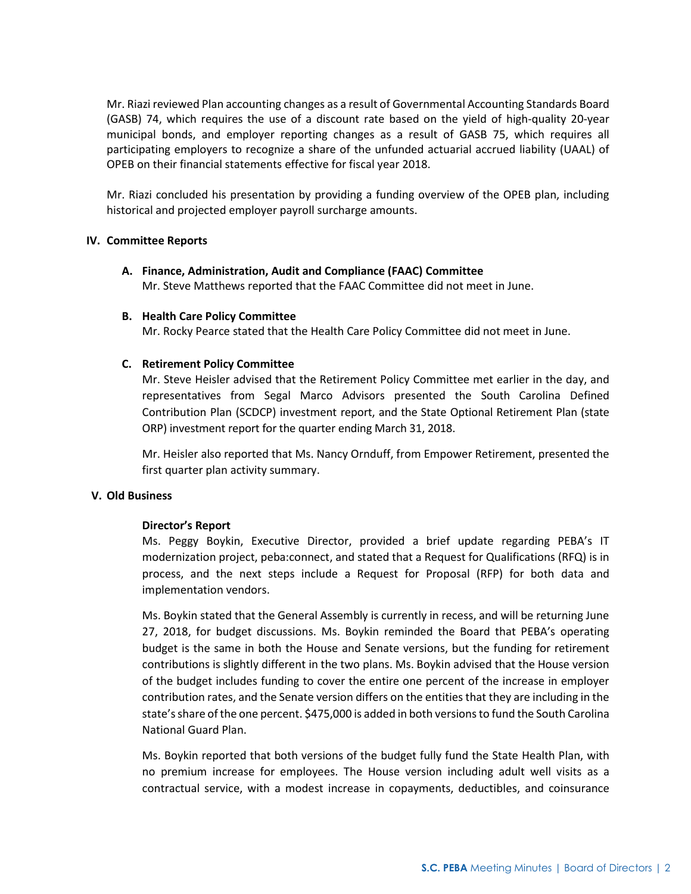Mr. Riazi reviewed Plan accounting changes as a result of Governmental Accounting Standards Board (GASB) 74, which requires the use of a discount rate based on the yield of high-quality 20-year municipal bonds, and employer reporting changes as a result of GASB 75, which requires all participating employers to recognize a share of the unfunded actuarial accrued liability (UAAL) of OPEB on their financial statements effective for fiscal year 2018.

Mr. Riazi concluded his presentation by providing a funding overview of the OPEB plan, including historical and projected employer payroll surcharge amounts.

## IV. Committee Reports

### A. Finance, Administration, Audit and Compliance (FAAC) Committee

Mr. Steve Matthews reported that the FAAC Committee did not meet in June.

### B. Health Care Policy Committee

Mr. Rocky Pearce stated that the Health Care Policy Committee did not meet in June.

### C. Retirement Policy Committee

Mr. Steve Heisler advised that the Retirement Policy Committee met earlier in the day, and representatives from Segal Marco Advisors presented the South Carolina Defined Contribution Plan (SCDCP) investment report, and the State Optional Retirement Plan (state ORP) investment report for the quarter ending March 31, 2018.

Mr. Heisler also reported that Ms. Nancy Ornduff, from Empower Retirement, presented the first quarter plan activity summary.

## V. Old Business

**Director's Report**

Ms. Peggy Boykin, Executive Director, provided a brief update regarding PEBA's IT modernization project, peba:connect, and stated that a Request for Qualifications (RFQ) is in process, and the next steps include a Request for Proposal (RFP) for both data and implementation vendors.

Ms. Boykin stated that the General Assembly is currently in recess, and will be returning June 27, 2018, for budget discussions. Ms. Boykin reminded the Board that PEBA's operating budget is the same in both the House and Senate versions, but the funding for retirement contributions is slightly different in the two plans. Ms. Boykin advised that the House version of the budget includes funding to cover the entire one percent of the increase in employer contribution rates, and the Senate version differs on the entities that they are including in the state's share of the one percent. $475,000 is added in both versions to fund the South Carolina National Guard Plan.

Ms. Boykin reported that both versions of the budget fully fund the State Health Plan, with no premium increase for employees. The House version including adult well visits as a contractual service, with a modest increase in copayments, deductibles, and coinsurance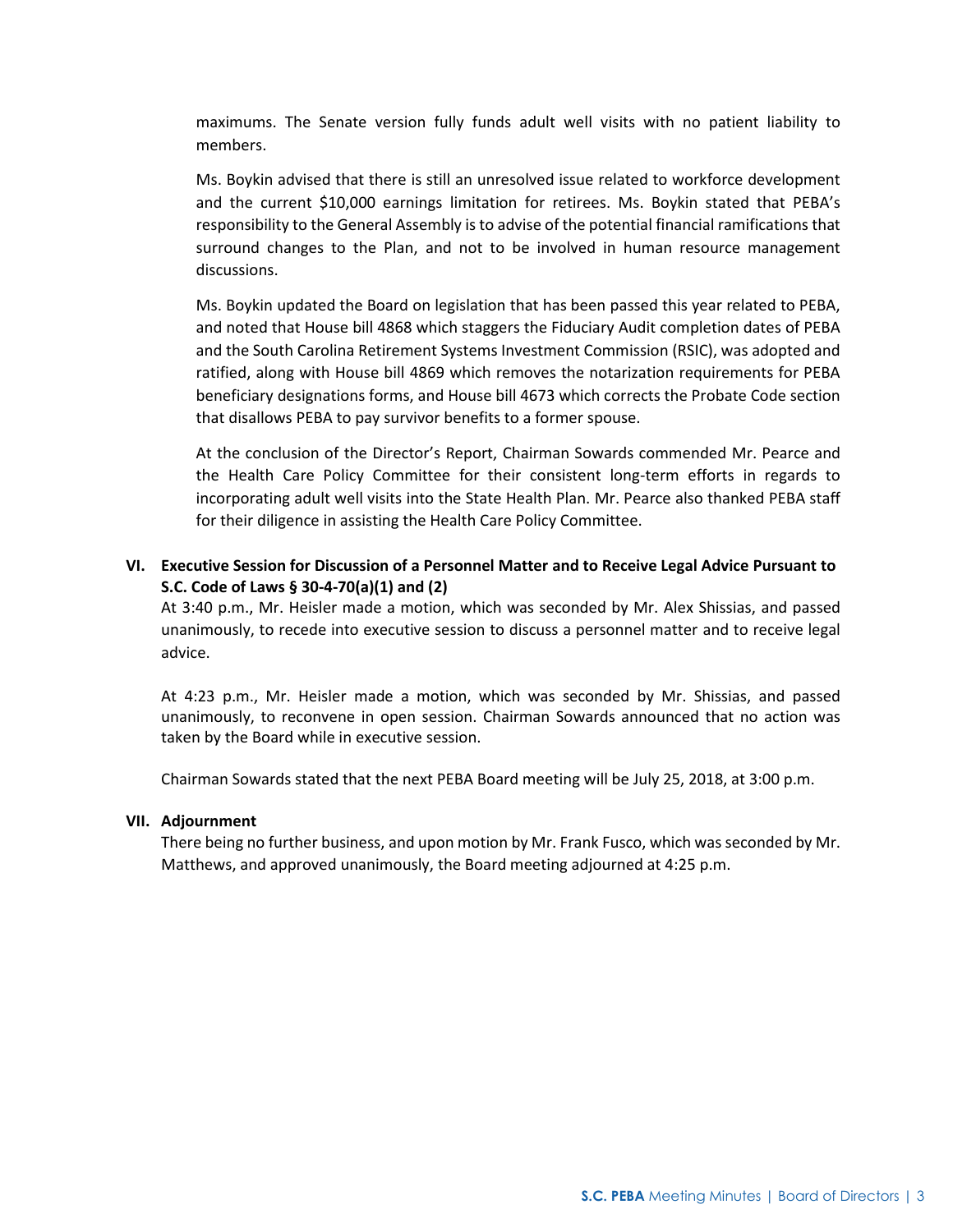maximums. The Senate version fully funds adult well visits with no patient liability to members.

Ms. Boykin advised that there is still an unresolved issue related to workforce development and the current $10,000 earnings limitation for retirees. Ms. Boykin stated that PEBA's responsibility to the General Assembly is to advise of the potential financial ramifications that surround changes to the Plan, and not to be involved in human resource management discussions.

Ms. Boykin updated the Board on legislation that has been passed this year related to PEBA, and noted that House bill 4868 which staggers the Fiduciary Audit completion dates of PEBA and the South Carolina Retirement Systems Investment Commission (RSIC), was adopted and ratified, along with House bill 4869 which removes the notarization requirements for PEBA beneficiary designations forms, and House bill 4673 which corrects the Probate Code section that disallows PEBA to pay survivor benefits to a former spouse.

At the conclusion of the Director's Report, Chairman Sowards commended Mr. Pearce and the Health Care Policy Committee for their consistent long-term efforts in regards to incorporating adult well visits into the State Health Plan. Mr. Pearce also thanked PEBA staff for their diligence in assisting the Health Care Policy Committee.

## VI. Executive Session for Discussion of a Personnel Matter and to Receive Legal Advice Pursuant to S.C. Code of Laws § 30-4-70(a)(1) and (2)

At 3:40 p.m., Mr. Heisler made a motion, which was seconded by Mr. Alex Shissias, and passed unanimously, to recede into executive session to discuss a personnel matter and to receive legal advice.

At 4:23 p.m., Mr. Heisler made a motion, which was seconded by Mr. Shissias, and passed unanimously, to reconvene in open session. Chairman Sowards announced that no action was taken by the Board while in executive session.

Chairman Sowards stated that the next PEBA Board meeting will be July 25, 2018, at 3:00 p.m.

## VII. Adjournment

There being no further business, and upon motion by Mr. Frank Fusco, which was seconded by Mr. Matthews, and approved unanimously, the Board meeting adjourned at 4:25 p.m.